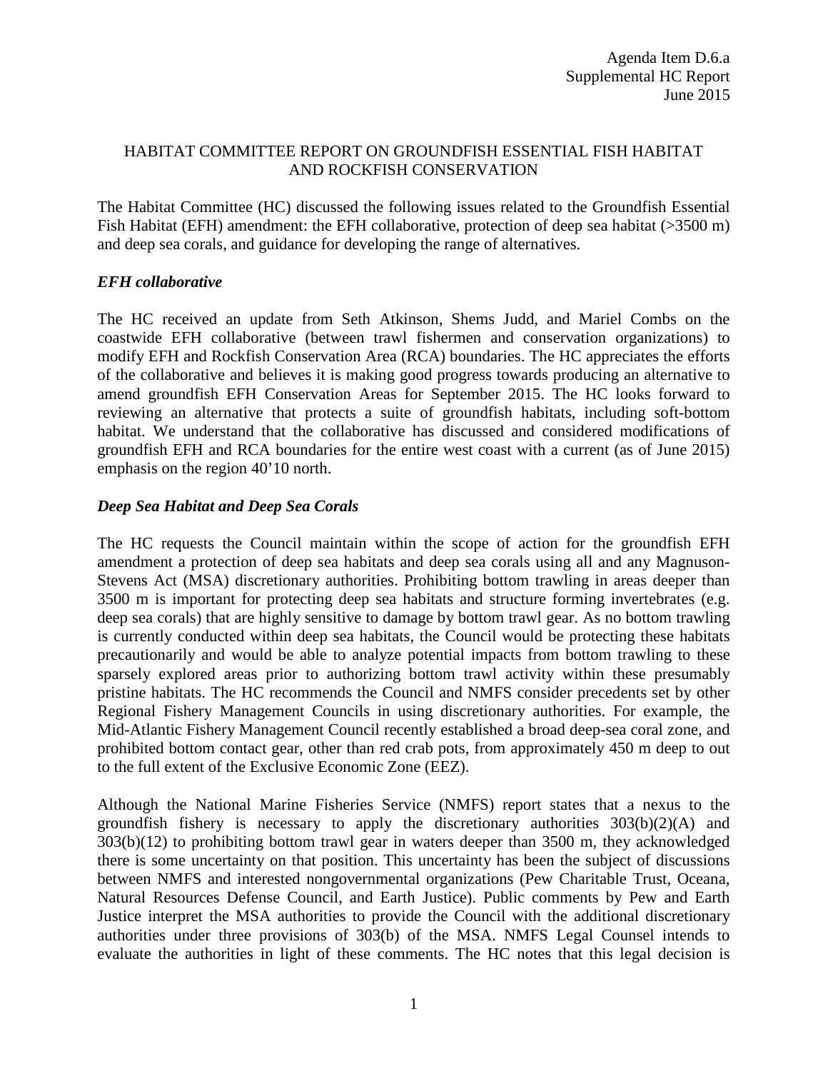Agenda Item D.6.a
Supplemental HC Report
June 2015

# HABITAT COMMITTEE REPORT ON GROUNDFISH ESSENTIAL FISH HABITAT AND ROCKFISH CONSERVATION

The Habitat Committee (HC) discussed the following issues related to the Groundfish Essential Fish Habitat (EFH) amendment: the EFH collaborative, protection of deep sea habitat (>3500 m) and deep sea corals, and guidance for developing the range of alternatives.

## *EFH collaborative*

The HC received an update from Seth Atkinson, Shems Judd, and Mariel Combs on the coastwide EFH collaborative (between trawl fishermen and conservation organizations) to modify EFH and Rockfish Conservation Area (RCA) boundaries. The HC appreciates the efforts of the collaborative and believes it is making good progress towards producing an alternative to amend groundfish EFH Conservation Areas for September 2015. The HC looks forward to reviewing an alternative that protects a suite of groundfish habitats, including soft-bottom habitat. We understand that the collaborative has discussed and considered modifications of groundfish EFH and RCA boundaries for the entire west coast with a current (as of June 2015) emphasis on the region 40'10 north.

## *Deep Sea Habitat and Deep Sea Corals*

The HC requests the Council maintain within the scope of action for the groundfish EFH amendment a protection of deep sea habitats and deep sea corals using all and any Magnuson-Stevens Act (MSA) discretionary authorities. Prohibiting bottom trawling in areas deeper than 3500 m is important for protecting deep sea habitats and structure forming invertebrates (e.g. deep sea corals) that are highly sensitive to damage by bottom trawl gear. As no bottom trawling is currently conducted within deep sea habitats, the Council would be protecting these habitats precautionarily and would be able to analyze potential impacts from bottom trawling to these sparsely explored areas prior to authorizing bottom trawl activity within these presumably pristine habitats. The HC recommends the Council and NMFS consider precedents set by other Regional Fishery Management Councils in using discretionary authorities. For example, the Mid-Atlantic Fishery Management Council recently established a broad deep-sea coral zone, and prohibited bottom contact gear, other than red crab pots, from approximately 450 m deep to out to the full extent of the Exclusive Economic Zone (EEZ).

Although the National Marine Fisheries Service (NMFS) report states that a nexus to the groundfish fishery is necessary to apply the discretionary authorities 303(b)(2)(A) and 303(b)(12) to prohibiting bottom trawl gear in waters deeper than 3500 m, they acknowledged there is some uncertainty on that position. This uncertainty has been the subject of discussions between NMFS and interested nongovernmental organizations (Pew Charitable Trust, Oceana, Natural Resources Defense Council, and Earth Justice). Public comments by Pew and Earth Justice interpret the MSA authorities to provide the Council with the additional discretionary authorities under three provisions of 303(b) of the MSA. NMFS Legal Counsel intends to evaluate the authorities in light of these comments. The HC notes that this legal decision is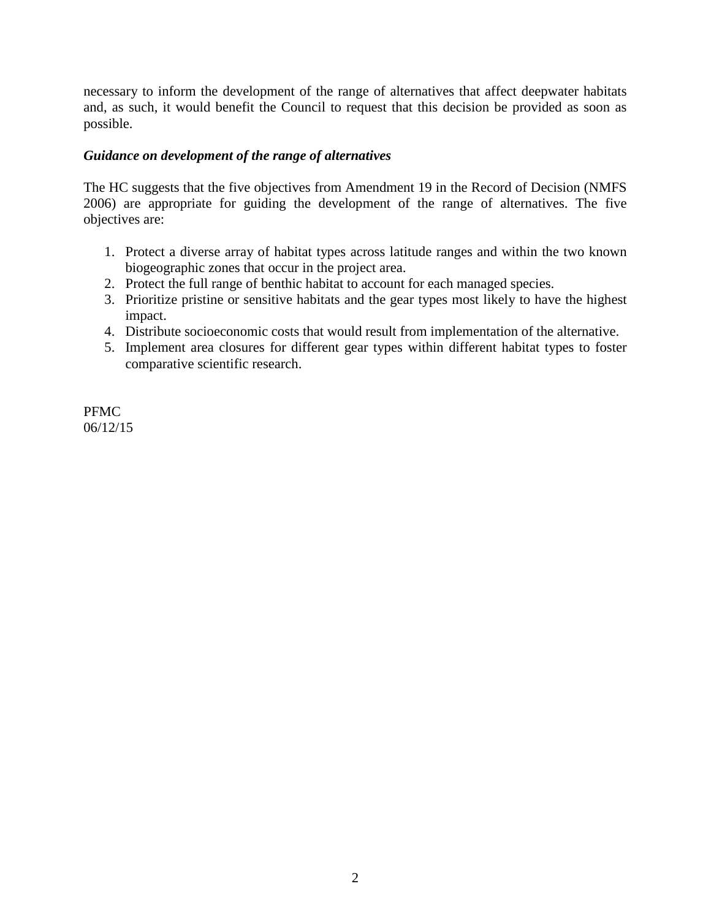necessary to inform the development of the range of alternatives that affect deepwater habitats and, as such, it would benefit the Council to request that this decision be provided as soon as possible.

***Guidance on development of the range of alternatives***

The HC suggests that the five objectives from Amendment 19 in the Record of Decision (NMFS 2006) are appropriate for guiding the development of the range of alternatives. The five objectives are:

1. Protect a diverse array of habitat types across latitude ranges and within the two known biogeographic zones that occur in the project area.
2. Protect the full range of benthic habitat to account for each managed species.
3. Prioritize pristine or sensitive habitats and the gear types most likely to have the highest impact.
4. Distribute socioeconomic costs that would result from implementation of the alternative.
5. Implement area closures for different gear types within different habitat types to foster comparative scientific research.

PFMC
06/12/15